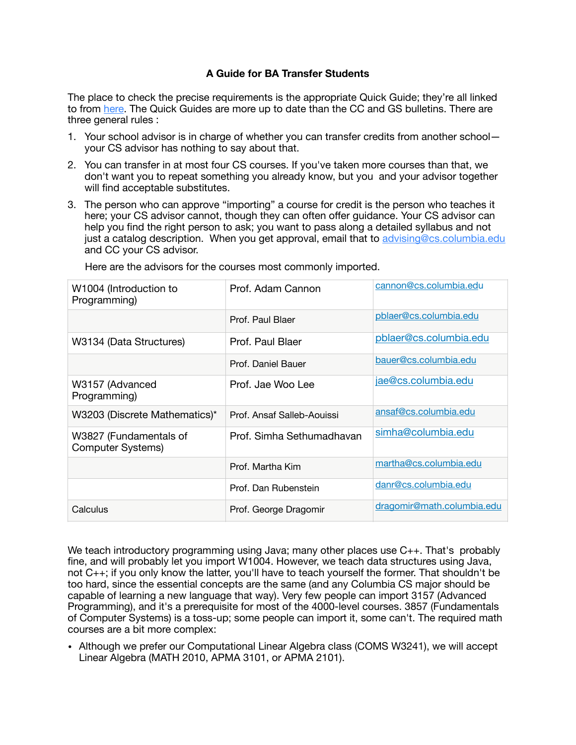**A Guide for BA Transfer Students**

The place to check the precise requirements is the appropriate Quick Guide; they're all linked to from here. The Quick Guides are more up to date than the CC and GS bulletins. There are three general rules :

1. Your school advisor is in charge of whether you can transfer credits from another school—your CS advisor has nothing to say about that.
2. You can transfer in at most four CS courses. If you've taken more courses than that, we don't want you to repeat something you already know, but you and your advisor together will find acceptable substitutes.
3. The person who can approve "importing" a course for credit is the person who teaches it here; your CS advisor cannot, though they can often offer guidance. Your CS advisor can help you find the right person to ask; you want to pass along a detailed syllabus and not just a catalog description. When you get approval, email that to advising@cs.columbia.edu and CC your CS advisor.

   Here are the advisors for the courses most commonly imported.

| | | |
|---|---|---|
| W1004 (Introduction to Programming) | Prof. Adam Cannon | cannon@cs.columbia.edu |
| | Prof. Paul Blaer | pblaer@cs.columbia.edu |
| W3134 (Data Structures) | Prof. Paul Blaer | pblaer@cs.columbia.edu |
| | Prof. Daniel Bauer | bauer@cs.columbia.edu |
| W3157 (Advanced Programming) | Prof. Jae Woo Lee | jae@cs.columbia.edu |
| W3203 (Discrete Mathematics)* | Prof. Ansaf Salleb-Aouissi | ansaf@cs.columbia.edu |
| W3827 (Fundamentals of Computer Systems) | Prof. Simha Sethumadhavan | simha@columbia.edu |
| | Prof. Martha Kim | martha@cs.columbia.edu |
| | Prof. Dan Rubenstein | danr@cs.columbia.edu |
| Calculus | Prof. George Dragomir | dragomir@math.columbia.edu |

We teach introductory programming using Java; many other places use C++. That's probably fine, and will probably let you import W1004. However, we teach data structures using Java, not C++; if you only know the latter, you'll have to teach yourself the former. That shouldn't be too hard, since the essential concepts are the same (and any Columbia CS major should be capable of learning a new language that way). Very few people can import 3157 (Advanced Programming), and it's a prerequisite for most of the 4000-level courses. 3857 (Fundamentals of Computer Systems) is a toss-up; some people can import it, some can't. The required math courses are a bit more complex:

- Although we prefer our Computational Linear Algebra class (COMS W3241), we will accept Linear Algebra (MATH 2010, APMA 3101, or APMA 2101).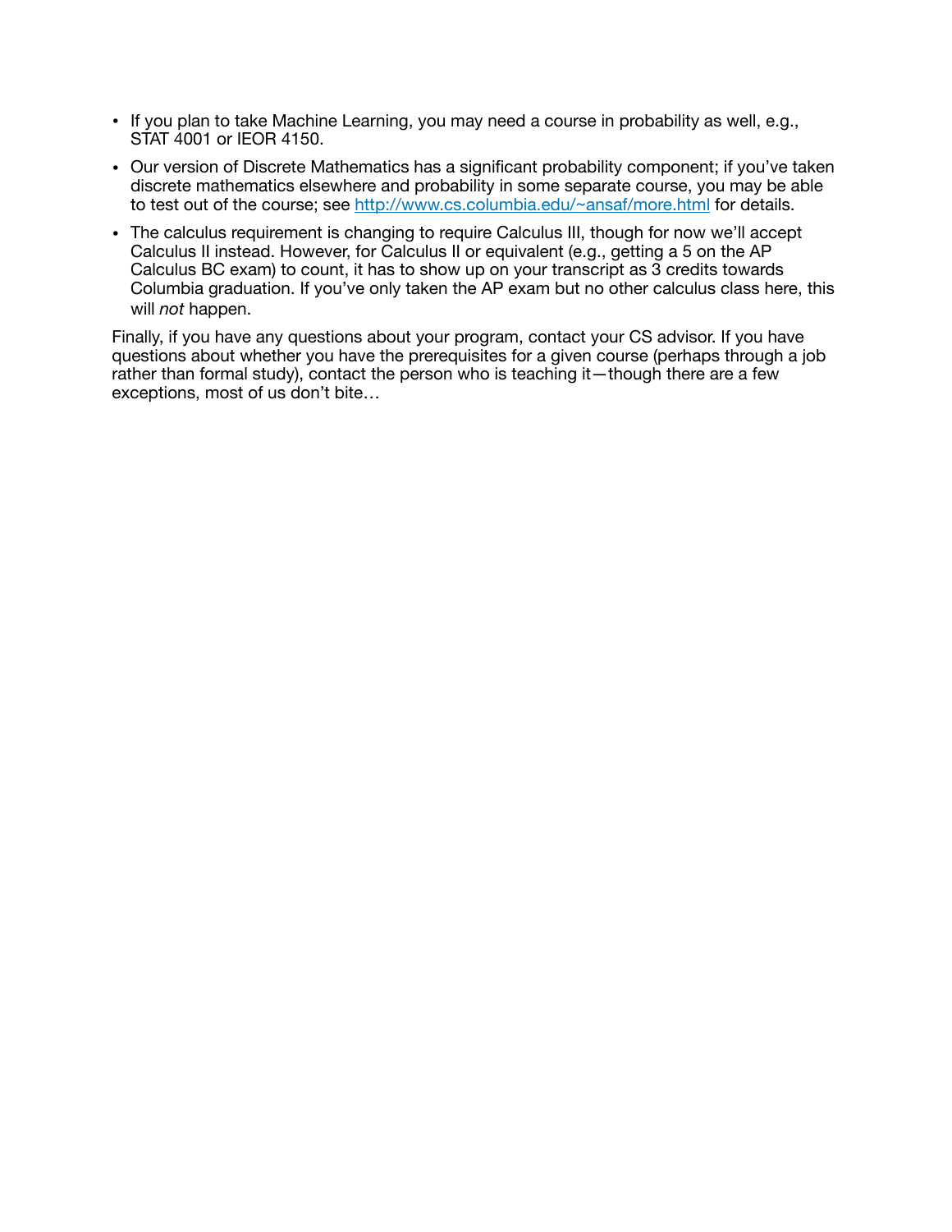- If you plan to take Machine Learning, you may need a course in probability as well, e.g., STAT 4001 or IEOR 4150.
- Our version of Discrete Mathematics has a significant probability component; if you've taken discrete mathematics elsewhere and probability in some separate course, you may be able to test out of the course; see [http://www.cs.columbia.edu/~ansaf/more.html](http://www.cs.columbia.edu/~ansaf/more.html) for details.
- The calculus requirement is changing to require Calculus III, though for now we'll accept Calculus II instead. However, for Calculus II or equivalent (e.g., getting a 5 on the AP Calculus BC exam) to count, it has to show up on your transcript as 3 credits towards Columbia graduation. If you've only taken the AP exam but no other calculus class here, this will *not* happen.

Finally, if you have any questions about your program, contact your CS advisor. If you have questions about whether you have the prerequisites for a given course (perhaps through a job rather than formal study), contact the person who is teaching it—though there are a few exceptions, most of us don't bite…